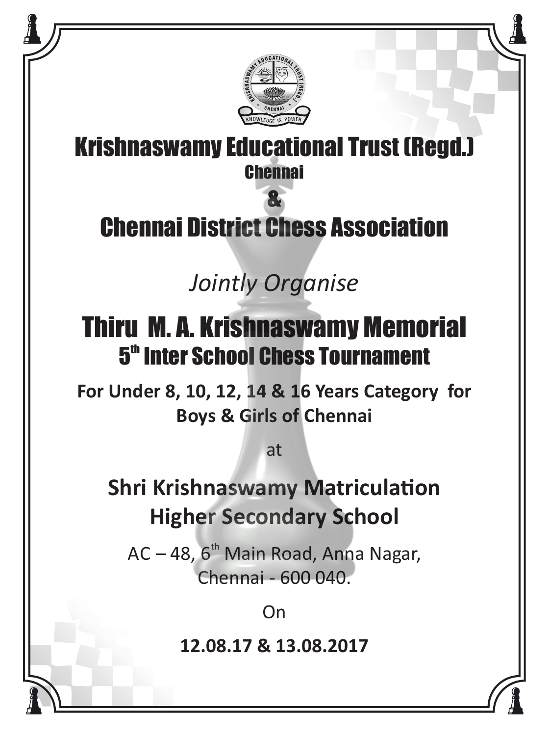# Krishnaswamy Educational Trust (Regd.)

Chennai

&

# Chennai District Chess Association

*Jointly Organise*

# Thiru M. A. Krishnaswamy Memorial

## 5th Inter School Chess Tournament

**For Under 8, 10, 12, 14 & 16 Years Category for Boys & Girls of Chennai**

at

## Shri Krishnaswamy Matriculation Higher Secondary School

AC – 48, 6th Main Road, Anna Nagar,
Chennai - 600 040.

On

**12.08.17 & 13.08.2017**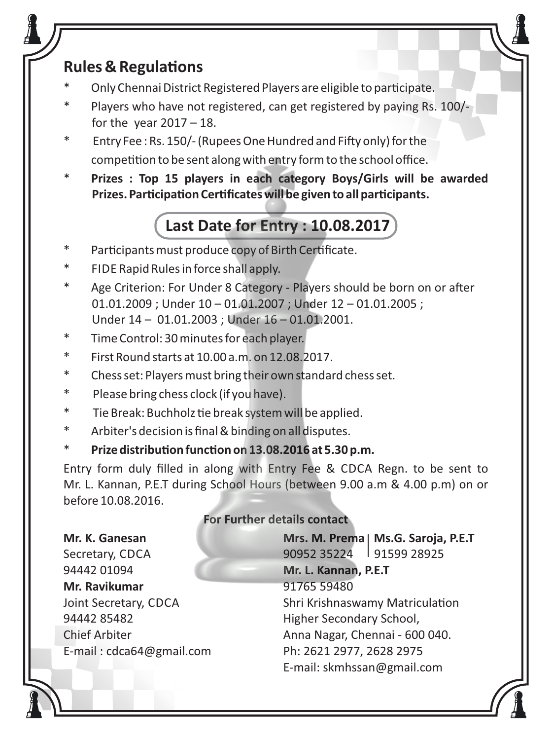## Rules & Regulations

- Only Chennai District Registered Players are eligible to participate.
- Players who have not registered, can get registered by paying Rs. 100/- for the year 2017 – 18.
- Entry Fee : Rs. 150/- (Rupees One Hundred and Fifty only) for the competition to be sent along with entry form to the school office.
- **Prizes : Top 15 players in each category Boys/Girls will be awarded Prizes. Participation Certificates will be given to all participants.**

**Last Date for Entry : 10.08.2017**

- Participants must produce copy of Birth Certificate.
- FIDE Rapid Rules in force shall apply.
- Age Criterion: For Under 8 Category - Players should be born on or after 01.01.2009 ; Under 10 – 01.01.2007 ; Under 12 – 01.01.2005 ; Under 14 – 01.01.2003 ; Under 16 – 01.01.2001.
- Time Control: 30 minutes for each player.
- First Round starts at 10.00 a.m. on 12.08.2017.
- Chess set: Players must bring their own standard chess set.
- Please bring chess clock (if you have).
- Tie Break: Buchholz tie break system will be applied.
- Arbiter's decision is final & binding on all disputes.
- **Prize distribution function on 13.08.2016 at 5.30 p.m.**

Entry form duly filled in along with Entry Fee & CDCA Regn. to be sent to Mr. L. Kannan, P.E.T during School Hours (between 9.00 a.m & 4.00 p.m) on or before 10.08.2016.

**For Further details contact**

**Mr. K. Ganesan**
Secretary, CDCA
94442 01094

**Mr. Ravikumar**
Joint Secretary, CDCA
94442 85482
Chief Arbiter
E-mail : cdca64@gmail.com

**Mrs. M. Prema** | **Ms.G. Saroja, P.E.T**
90952 35224 | 91599 28925

**Mr. L. Kannan, P.E.T**
91765 59480
Shri Krishnaswamy Matriculation
Higher Secondary School,
Anna Nagar, Chennai - 600 040.
Ph: 2621 2977, 2628 2975
E-mail: skmhssan@gmail.com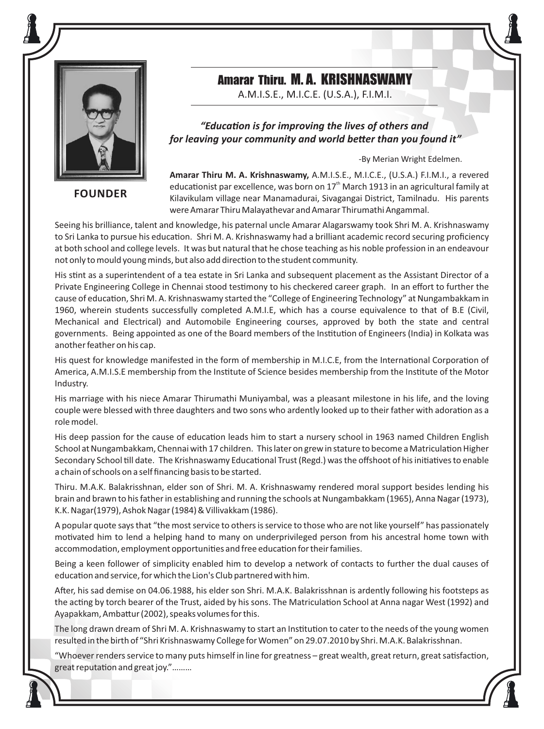FOUNDER

# Amarar Thiru. M. A. KRISHNASWAMY

A.M.I.S.E., M.I.C.E. (U.S.A.), F.I.M.I.

***"Education is for improving the lives of others and for leaving your community and world better than you found it"***

-By Merian Wright Edelmen.

**Amarar Thiru M. A. Krishnaswamy,** A.M.I.S.E., M.I.C.E., (U.S.A.) F.I.M.I., a revered educationist par excellence, was born on 17th March 1913 in an agricultural family at Kilavikulam village near Manamadurai, Sivagangai District, Tamilnadu. His parents were Amarar Thiru Malayathevar and Amarar Thirumathi Angammal.

Seeing his brilliance, talent and knowledge, his paternal uncle Amarar Alagarswamy took Shri M. A. Krishnaswamy to Sri Lanka to pursue his education. Shri M. A. Krishnaswamy had a brilliant academic record securing proficiency at both school and college levels. It was but natural that he chose teaching as his noble profession in an endeavour not only to mould young minds, but also add direction to the student community.

His stint as a superintendent of a tea estate in Sri Lanka and subsequent placement as the Assistant Director of a Private Engineering College in Chennai stood testimony to his checkered career graph. In an effort to further the cause of education, Shri M. A. Krishnaswamy started the "College of Engineering Technology" at Nungambakkam in 1960, wherein students successfully completed A.M.I.E, which has a course equivalence to that of B.E (Civil, Mechanical and Electrical) and Automobile Engineering courses, approved by both the state and central governments. Being appointed as one of the Board members of the Institution of Engineers (India) in Kolkata was another feather on his cap.

His quest for knowledge manifested in the form of membership in M.I.C.E, from the International Corporation of America, A.M.I.S.E membership from the Institute of Science besides membership from the Institute of the Motor Industry.

His marriage with his niece Amarar Thirumathi Muniyambal, was a pleasant milestone in his life, and the loving couple were blessed with three daughters and two sons who ardently looked up to their father with adoration as a role model.

His deep passion for the cause of education leads him to start a nursery school in 1963 named Children English School at Nungambakkam, Chennai with 17 children. This later on grew in stature to become a Matriculation Higher Secondary School till date. The Krishnaswamy Educational Trust (Regd.) was the offshoot of his initiatives to enable a chain of schools on a self financing basis to be started.

Thiru. M.A.K. Balakrisshnan, elder son of Shri. M. A. Krishnaswamy rendered moral support besides lending his brain and brawn to his father in establishing and running the schools at Nungambakkam (1965), Anna Nagar (1973), K.K. Nagar(1979), Ashok Nagar (1984) & Villivakkam (1986).

A popular quote says that "the most service to others is service to those who are not like yourself" has passionately motivated him to lend a helping hand to many on underprivileged person from his ancestral home town with accommodation, employment opportunities and free education for their families.

Being a keen follower of simplicity enabled him to develop a network of contacts to further the dual causes of education and service, for which the Lion's Club partnered with him.

After, his sad demise on 04.06.1988, his elder son Shri. M.A.K. Balakrisshnan is ardently following his footsteps as the acting by torch bearer of the Trust, aided by his sons. The Matriculation School at Anna nagar West (1992) and Ayapakkam, Ambattur (2002), speaks volumes for this.

The long drawn dream of Shri M. A. Krishnaswamy to start an Institution to cater to the needs of the young women resulted in the birth of "Shri Krishnaswamy College for Women" on 29.07.2010 by Shri. M.A.K. Balakrisshnan.

"Whoever renders service to many puts himself in line for greatness – great wealth, great return, great satisfaction, great reputation and great joy."………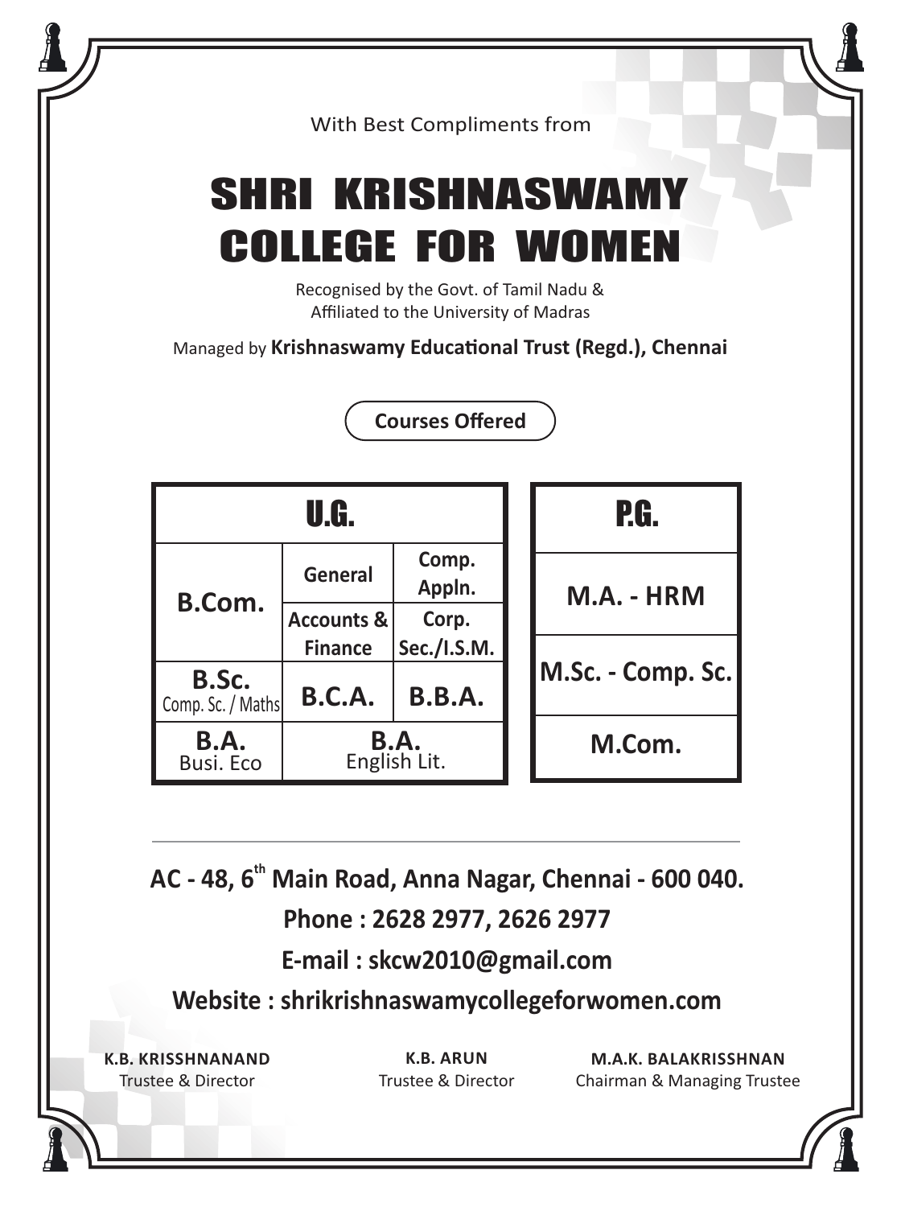With Best Compliments from

# SHRI KRISHNASWAMY COLLEGE FOR WOMEN

Recognised by the Govt. of Tamil Nadu &
Affiliated to the University of Madras

Managed by **Krishnaswamy Educational Trust (Regd.), Chennai**

**Courses Offered**

| U.G. | | |
|---|---|---|
| **B.Com.** | **General** | **Comp. Appln.** |
| | **Accounts & Finance** | **Corp. Sec./I.S.M.** |
| **B.Sc.** Comp. Sc. / Maths | **B.C.A.** | **B.B.A.** |
| **B.A.** Busi. Eco | **B.A.** English Lit. | |

| P.G. |
|---|
| **M.A. - HRM** |
| **M.Sc. - Comp. Sc.** |
| **M.Com.** |

---

**AC - 48, 6th Main Road, Anna Nagar, Chennai - 600 040.**

**Phone : 2628 2977, 2626 2977**

**E-mail : skcw2010@gmail.com**

**Website : shrikrishnaswamycollegeforwomen.com**

**K.B. KRISSHNANAND**
Trustee & Director

**K.B. ARUN**
Trustee & Director

**M.A.K. BALAKRISSHNAN**
Chairman & Managing Trustee